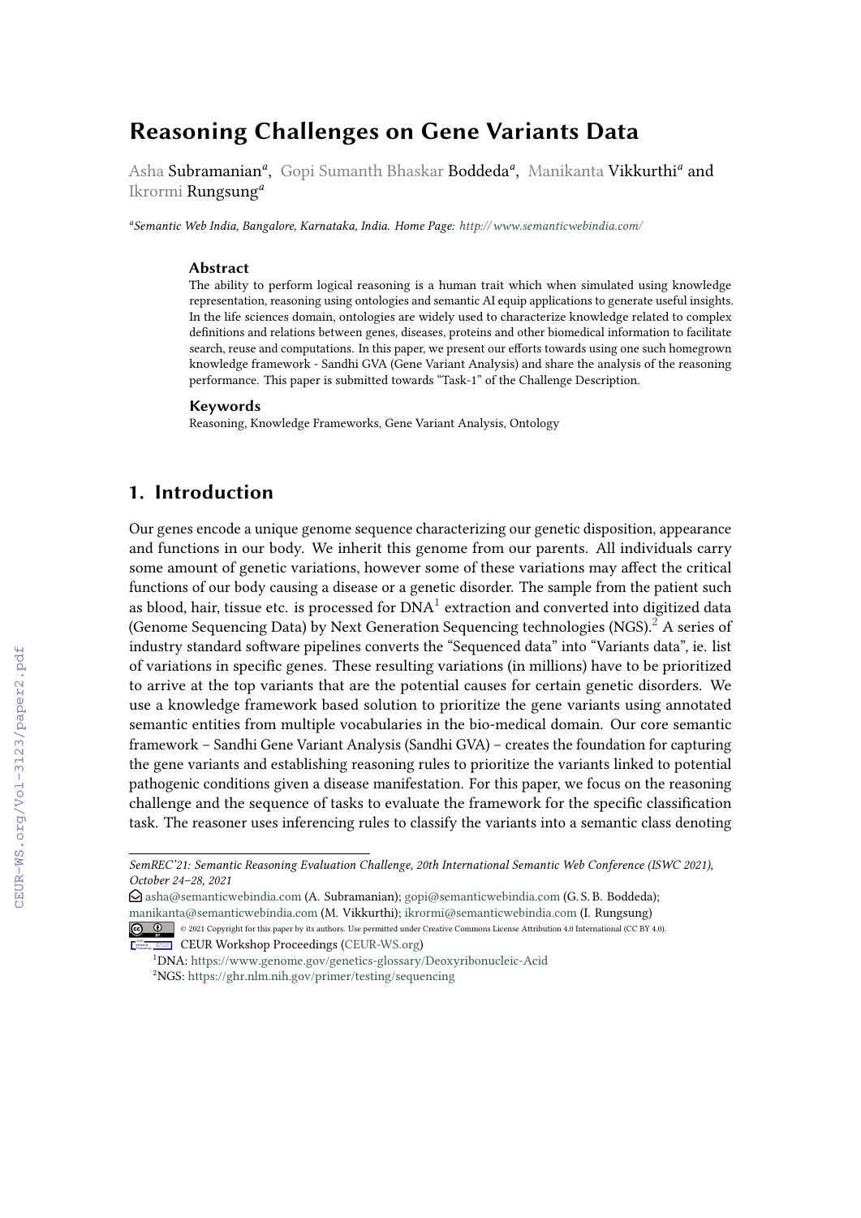# Reasoning Challenges on Gene Variants Data

Asha Subramanian[a], Gopi Sumanth Bhaskar Boddeda[a], Manikanta Vikkurthi[a] and Ikrormi Rungsung[a]

[a]*Semantic Web India, Bangalore, Karnataka, India. Home Page: http://www.semanticwebindia.com/*

### Abstract

The ability to perform logical reasoning is a human trait which when simulated using knowledge representation, reasoning using ontologies and semantic AI equip applications to generate useful insights. In the life sciences domain, ontologies are widely used to characterize knowledge related to complex definitions and relations between genes, diseases, proteins and other biomedical information to facilitate search, reuse and computations. In this paper, we present our efforts towards using one such homegrown knowledge framework - Sandhi GVA (Gene Variant Analysis) and share the analysis of the reasoning performance. This paper is submitted towards "Task-1" of the Challenge Description.

### Keywords

Reasoning, Knowledge Frameworks, Gene Variant Analysis, Ontology

## 1. Introduction

Our genes encode a unique genome sequence characterizing our genetic disposition, appearance and functions in our body. We inherit this genome from our parents. All individuals carry some amount of genetic variations, however some of these variations may affect the critical functions of our body causing a disease or a genetic disorder. The sample from the patient such as blood, hair, tissue etc. is processed for DNA[1] extraction and converted into digitized data (Genome Sequencing Data) by Next Generation Sequencing technologies (NGS).[2] A series of industry standard software pipelines converts the "Sequenced data" into "Variants data", ie. list of variations in specific genes. These resulting variations (in millions) have to be prioritized to arrive at the top variants that are the potential causes for certain genetic disorders. We use a knowledge framework based solution to prioritize the gene variants using annotated semantic entities from multiple vocabularies in the bio-medical domain. Our core semantic framework – Sandhi Gene Variant Analysis (Sandhi GVA) – creates the foundation for capturing the gene variants and establishing reasoning rules to prioritize the variants linked to potential pathogenic conditions given a disease manifestation. For this paper, we focus on the reasoning challenge and the sequence of tasks to evaluate the framework for the specific classification task. The reasoner uses inferencing rules to classify the variants into a semantic class denoting

---

*SemREC'21: Semantic Reasoning Evaluation Challenge, 20th International Semantic Web Conference (ISWC 2021), October 24–28, 2021*

asha@semanticwebindia.com (A. Subramanian); gopi@semanticwebindia.com (G. S. B. Boddeda); manikanta@semanticwebindia.com (M. Vikkurthi); ikrormi@semanticwebindia.com (I. Rungsung)

© 2021 Copyright for this paper by its authors. Use permitted under Creative Commons License Attribution 4.0 International (CC BY 4.0).

CEUR Workshop Proceedings (CEUR-WS.org)

[1] DNA: https://www.genome.gov/genetics-glossary/Deoxyribonucleic-Acid

[2] NGS: https://ghr.nlm.nih.gov/primer/testing/sequencing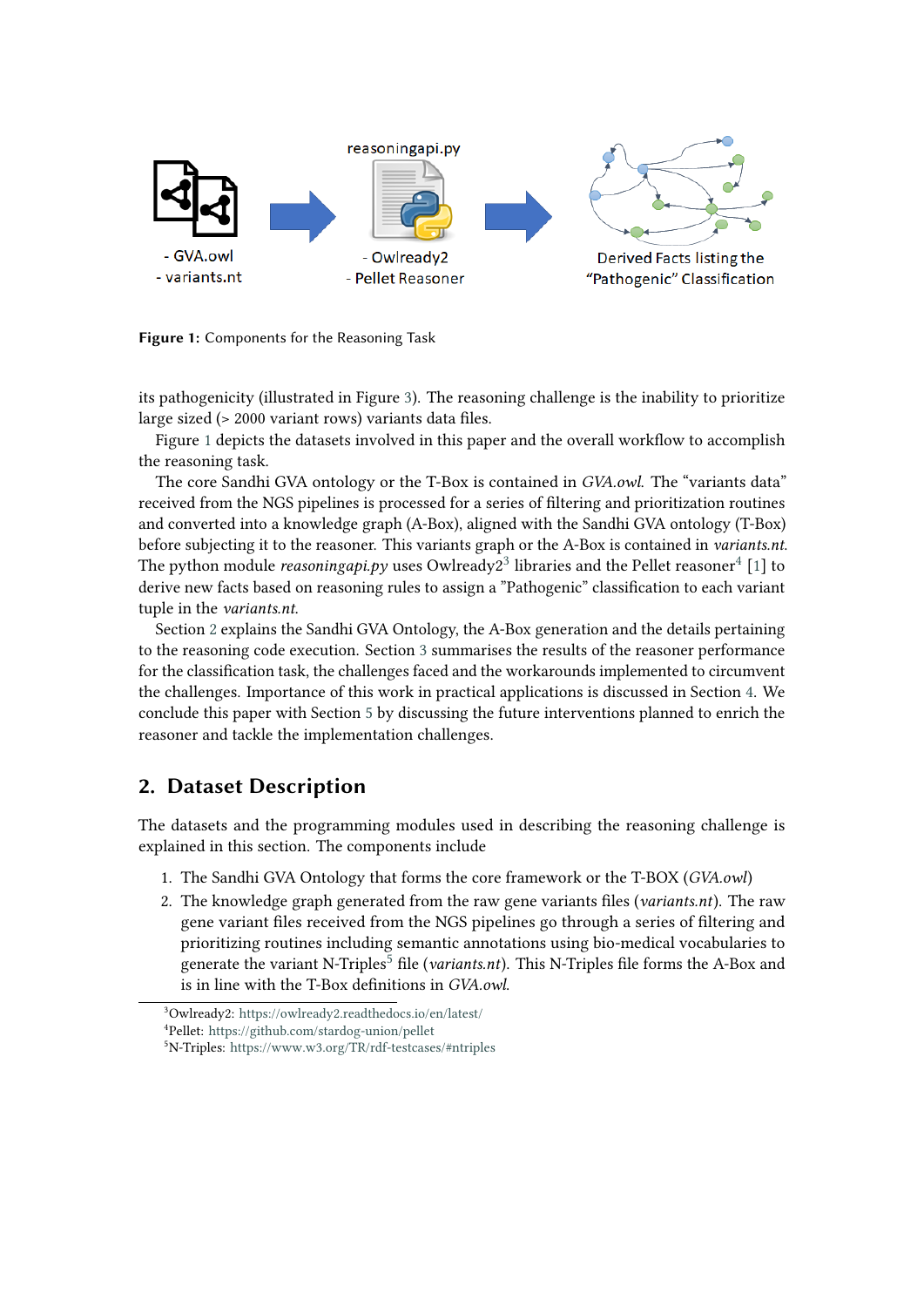**Figure 1:** Components for the Reasoning Task

its pathogenicity (illustrated in Figure 3). The reasoning challenge is the inability to prioritize large sized (> 2000 variant rows) variants data files.

Figure 1 depicts the datasets involved in this paper and the overall workflow to accomplish the reasoning task.

The core Sandhi GVA ontology or the T-Box is contained in *GVA.owl*. The "variants data" received from the NGS pipelines is processed for a series of filtering and prioritization routines and converted into a knowledge graph (A-Box), aligned with the Sandhi GVA ontology (T-Box) before subjecting it to the reasoner. This variants graph or the A-Box is contained in *variants.nt*. The python module *reasoningapi.py* uses Owlready2[3] libraries and the Pellet reasoner[4] [1] to derive new facts based on reasoning rules to assign a "Pathogenic" classification to each variant tuple in the *variants.nt*.

Section 2 explains the Sandhi GVA Ontology, the A-Box generation and the details pertaining to the reasoning code execution. Section 3 summarises the results of the reasoner performance for the classification task, the challenges faced and the workarounds implemented to circumvent the challenges. Importance of this work in practical applications is discussed in Section 4. We conclude this paper with Section 5 by discussing the future interventions planned to enrich the reasoner and tackle the implementation challenges.

## 2. Dataset Description

The datasets and the programming modules used in describing the reasoning challenge is explained in this section. The components include

1. The Sandhi GVA Ontology that forms the core framework or the T-BOX (*GVA.owl*)
2. The knowledge graph generated from the raw gene variants files (*variants.nt*). The raw gene variant files received from the NGS pipelines go through a series of filtering and prioritizing routines including semantic annotations using bio-medical vocabularies to generate the variant N-Triples[5] file (*variants.nt*). This N-Triples file forms the A-Box and is in line with the T-Box definitions in *GVA.owl*.

[3] Owlready2: https://owlready2.readthedocs.io/en/latest/
[4] Pellet: https://github.com/stardog-union/pellet
[5] N-Triples: https://www.w3.org/TR/rdf-testcases/#ntriples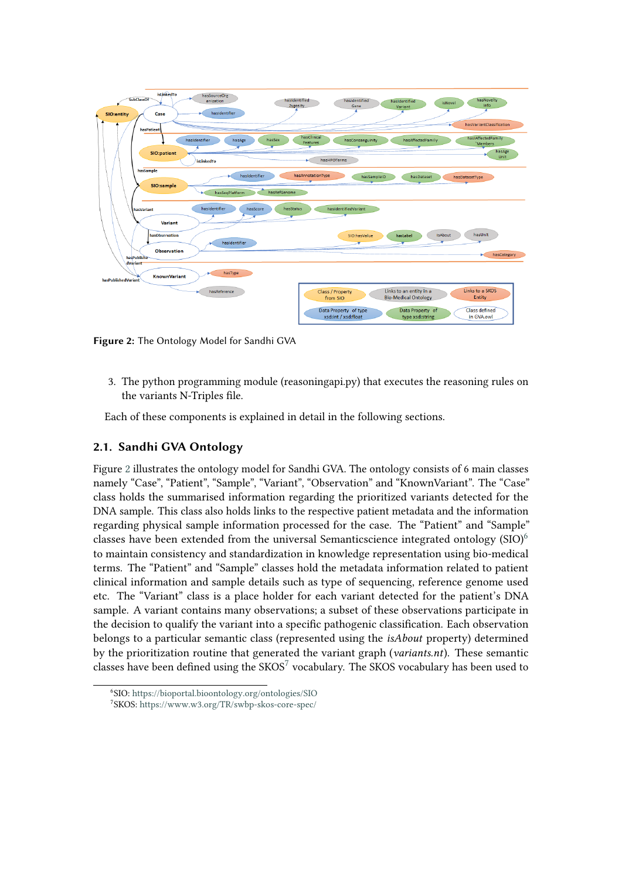**Figure 2:** The Ontology Model for Sandhi GVA

3. The python programming module (reasoningapi.py) that executes the reasoning rules on the variants N-Triples file.

Each of these components is explained in detail in the following sections.

## 2.1. Sandhi GVA Ontology

Figure 2 illustrates the ontology model for Sandhi GVA. The ontology consists of 6 main classes namely "Case", "Patient", "Sample", "Variant", "Observation" and "KnownVariant". The "Case" class holds the summarised information regarding the prioritized variants detected for the DNA sample. This class also holds links to the respective patient metadata and the information regarding physical sample information processed for the case. The "Patient" and "Sample" classes have been extended from the universal Semanticscience integrated ontology (SIO)[6] to maintain consistency and standardization in knowledge representation using bio-medical terms. The "Patient" and "Sample" classes hold the metadata information related to patient clinical information and sample details such as type of sequencing, reference genome used etc. The "Variant" class is a place holder for each variant detected for the patient's DNA sample. A variant contains many observations; a subset of these observations participate in the decision to qualify the variant into a specific pathogenic classification. Each observation belongs to a particular semantic class (represented using the *isAbout* property) determined by the prioritization routine that generated the variant graph (*variants.nt*). These semantic classes have been defined using the SKOS[7] vocabulary. The SKOS vocabulary has been used to

[6] SIO: https://bioportal.bioontology.org/ontologies/SIO
[7] SKOS: https://www.w3.org/TR/swbp-skos-core-spec/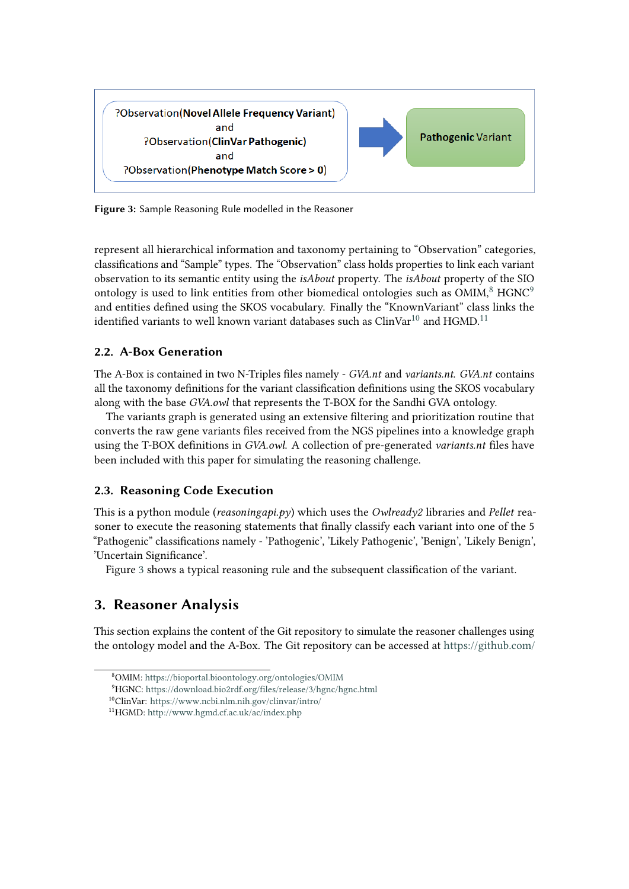?Observation(**Novel Allele Frequency Variant**)
and
?Observation(**ClinVar Pathogenic**)
and
?Observation(**Phenotype Match Score > 0**)

**Pathogenic Variant**

**Figure 3:** Sample Reasoning Rule modelled in the Reasoner

represent all hierarchical information and taxonomy pertaining to "Observation" categories, classifications and "Sample" types. The "Observation" class holds properties to link each variant observation to its semantic entity using the *isAbout* property. The *isAbout* property of the SIO ontology is used to link entities from other biomedical ontologies such as OMIM,[8] HGNC[9] and entities defined using the SKOS vocabulary. Finally the "KnownVariant" class links the identified variants to well known variant databases such as ClinVar[10] and HGMD.[11]

### 2.2. A-Box Generation

The A-Box is contained in two N-Triples files namely - *GVA.nt* and *variants.nt*. *GVA.nt* contains all the taxonomy definitions for the variant classification definitions using the SKOS vocabulary along with the base *GVA.owl* that represents the T-BOX for the Sandhi GVA ontology.

The variants graph is generated using an extensive filtering and prioritization routine that converts the raw gene variants files received from the NGS pipelines into a knowledge graph using the T-BOX definitions in *GVA.owl*. A collection of pre-generated *variants.nt* files have been included with this paper for simulating the reasoning challenge.

### 2.3. Reasoning Code Execution

This is a python module (*reasoningapi.py*) which uses the *Owlready2* libraries and *Pellet* reasoner to execute the reasoning statements that finally classify each variant into one of the 5 "Pathogenic" classifications namely - 'Pathogenic', 'Likely Pathogenic', 'Benign', 'Likely Benign', 'Uncertain Significance'.

Figure 3 shows a typical reasoning rule and the subsequent classification of the variant.

## 3. Reasoner Analysis

This section explains the content of the Git repository to simulate the reasoner challenges using the ontology model and the A-Box. The Git repository can be accessed at https://github.com/

[8]OMIM: https://bioportal.bioontology.org/ontologies/OMIM
[9]HGNC: https://download.bio2rdf.org/files/release/3/hgnc/hgnc.html
[10]ClinVar: https://www.ncbi.nlm.nih.gov/clinvar/intro/
[11]HGMD: http://www.hgmd.cf.ac.uk/ac/index.php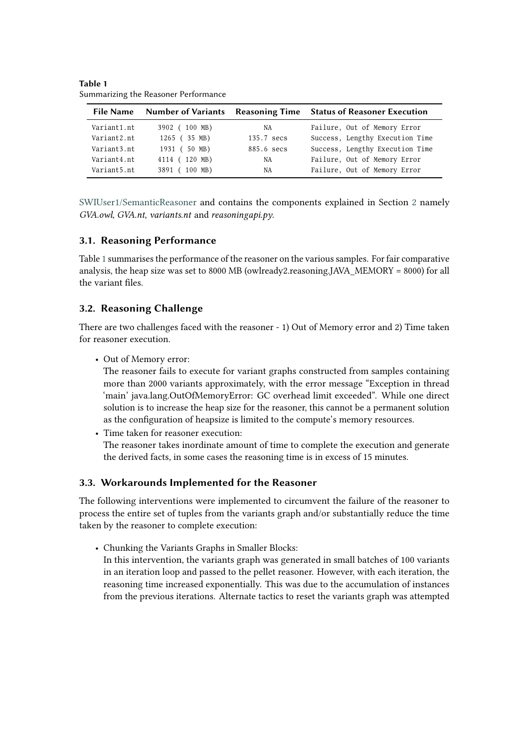**Table 1**
Summarizing the Reasoner Performance

| File Name | Number of Variants | Reasoning Time | Status of Reasoner Execution |
|---|---|---|---|
| Variant1.nt | 3902 ( 100 MB) | NA | Failure, Out of Memory Error |
| Variant2.nt | 1265 ( 35 MB) | 135.7 secs | Success, Lengthy Execution Time |
| Variant3.nt | 1931 ( 50 MB) | 885.6 secs | Success, Lengthy Execution Time |
| Variant4.nt | 4114 ( 120 MB) | NA | Failure, Out of Memory Error |
| Variant5.nt | 3891 ( 100 MB) | NA | Failure, Out of Memory Error |

SWIUser1/SemanticReasoner and contains the components explained in Section 2 namely *GVA.owl*, *GVA.nt*, *variants.nt* and *reasoningapi.py*.

### 3.1. Reasoning Performance

Table 1 summarises the performance of the reasoner on the various samples. For fair comparative analysis, the heap size was set to 8000 MB (owlready2.reasoning.JAVA_MEMORY = 8000) for all the variant files.

### 3.2. Reasoning Challenge

There are two challenges faced with the reasoner - 1) Out of Memory error and 2) Time taken for reasoner execution.

- Out of Memory error:
  The reasoner fails to execute for variant graphs constructed from samples containing more than 2000 variants approximately, with the error message "Exception in thread 'main' java.lang.OutOfMemoryError: GC overhead limit exceeded". While one direct solution is to increase the heap size for the reasoner, this cannot be a permanent solution as the configuration of heapsize is limited to the compute's memory resources.
- Time taken for reasoner execution:
  The reasoner takes inordinate amount of time to complete the execution and generate the derived facts, in some cases the reasoning time is in excess of 15 minutes.

### 3.3. Workarounds Implemented for the Reasoner

The following interventions were implemented to circumvent the failure of the reasoner to process the entire set of tuples from the variants graph and/or substantially reduce the time taken by the reasoner to complete execution:

- Chunking the Variants Graphs in Smaller Blocks:
  In this intervention, the variants graph was generated in small batches of 100 variants in an iteration loop and passed to the pellet reasoner. However, with each iteration, the reasoning time increased exponentially. This was due to the accumulation of instances from the previous iterations. Alternate tactics to reset the variants graph was attempted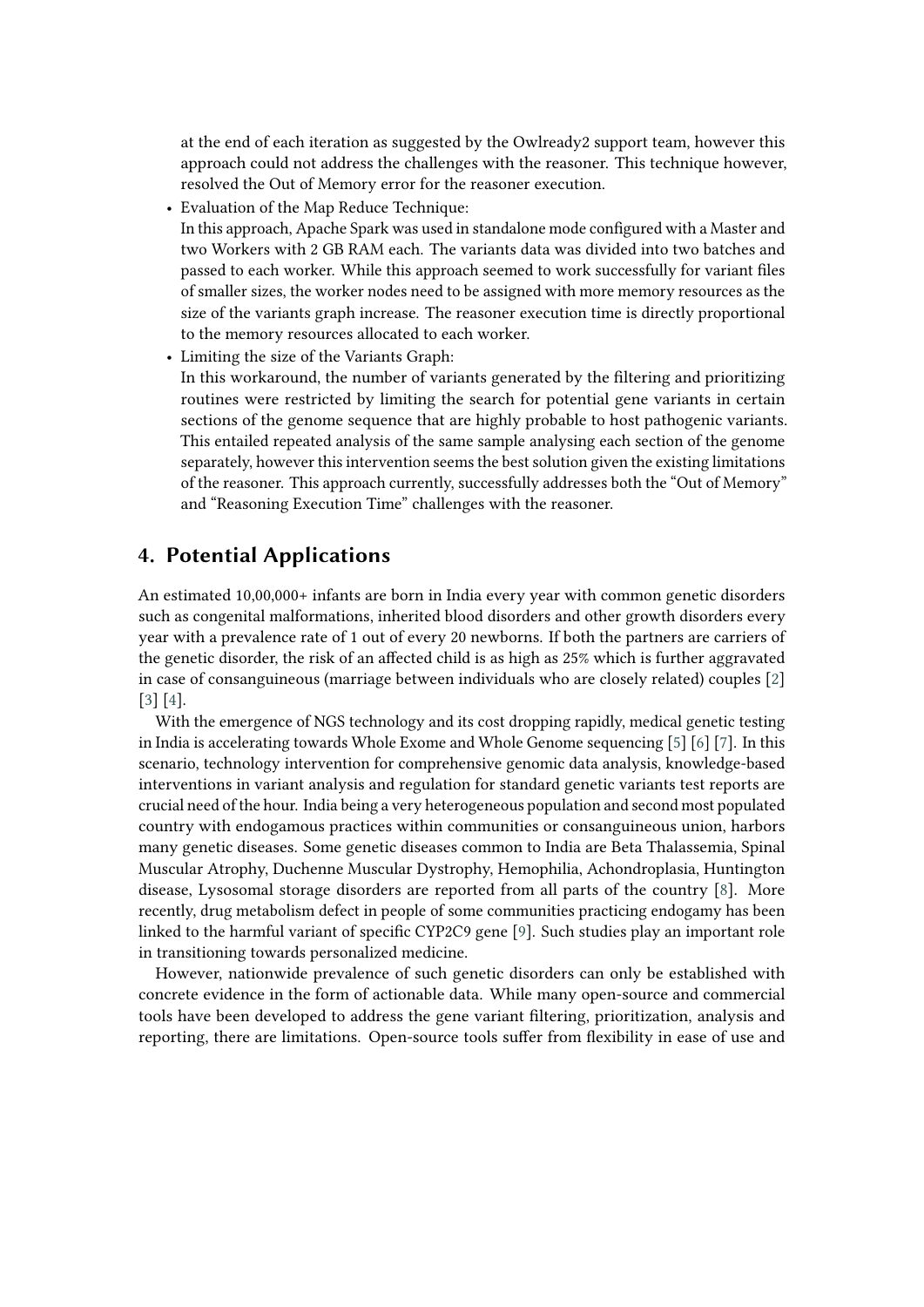at the end of each iteration as suggested by the Owlready2 support team, however this approach could not address the challenges with the reasoner. This technique however, resolved the Out of Memory error for the reasoner execution.

- Evaluation of the Map Reduce Technique:
  In this approach, Apache Spark was used in standalone mode configured with a Master and two Workers with 2 GB RAM each. The variants data was divided into two batches and passed to each worker. While this approach seemed to work successfully for variant files of smaller sizes, the worker nodes need to be assigned with more memory resources as the size of the variants graph increase. The reasoner execution time is directly proportional to the memory resources allocated to each worker.
- Limiting the size of the Variants Graph:
  In this workaround, the number of variants generated by the filtering and prioritizing routines were restricted by limiting the search for potential gene variants in certain sections of the genome sequence that are highly probable to host pathogenic variants. This entailed repeated analysis of the same sample analysing each section of the genome separately, however this intervention seems the best solution given the existing limitations of the reasoner. This approach currently, successfully addresses both the "Out of Memory" and "Reasoning Execution Time" challenges with the reasoner.

## 4. Potential Applications

An estimated 10,00,000+ infants are born in India every year with common genetic disorders such as congenital malformations, inherited blood disorders and other growth disorders every year with a prevalence rate of 1 out of every 20 newborns. If both the partners are carriers of the genetic disorder, the risk of an affected child is as high as 25% which is further aggravated in case of consanguineous (marriage between individuals who are closely related) couples [2] [3] [4].

With the emergence of NGS technology and its cost dropping rapidly, medical genetic testing in India is accelerating towards Whole Exome and Whole Genome sequencing [5] [6] [7]. In this scenario, technology intervention for comprehensive genomic data analysis, knowledge-based interventions in variant analysis and regulation for standard genetic variants test reports are crucial need of the hour. India being a very heterogeneous population and second most populated country with endogamous practices within communities or consanguineous union, harbors many genetic diseases. Some genetic diseases common to India are Beta Thalassemia, Spinal Muscular Atrophy, Duchenne Muscular Dystrophy, Hemophilia, Achondroplasia, Huntington disease, Lysosomal storage disorders are reported from all parts of the country [8]. More recently, drug metabolism defect in people of some communities practicing endogamy has been linked to the harmful variant of specific CYP2C9 gene [9]. Such studies play an important role in transitioning towards personalized medicine.

However, nationwide prevalence of such genetic disorders can only be established with concrete evidence in the form of actionable data. While many open-source and commercial tools have been developed to address the gene variant filtering, prioritization, analysis and reporting, there are limitations. Open-source tools suffer from flexibility in ease of use and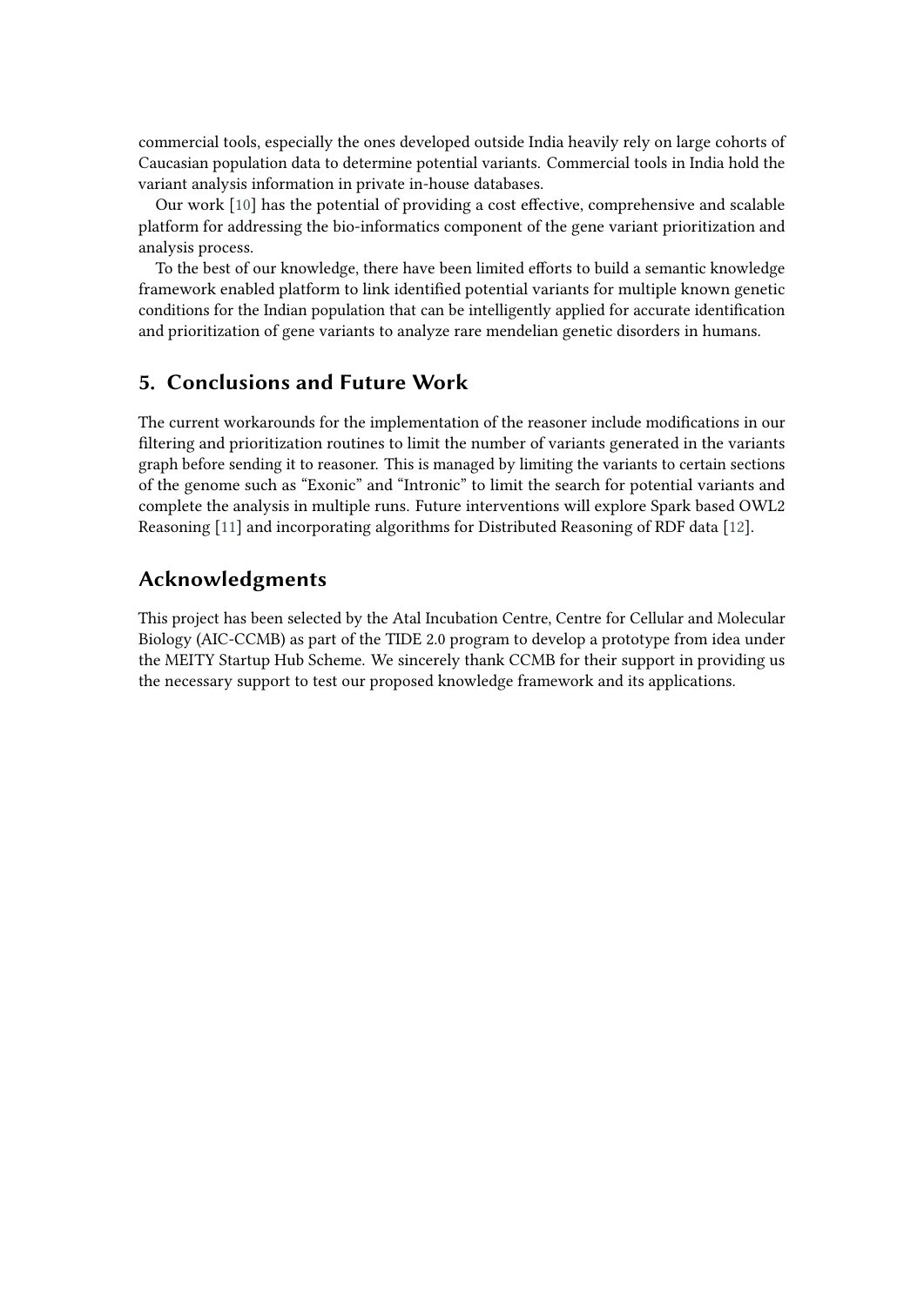commercial tools, especially the ones developed outside India heavily rely on large cohorts of Caucasian population data to determine potential variants. Commercial tools in India hold the variant analysis information in private in-house databases.

Our work [10] has the potential of providing a cost effective, comprehensive and scalable platform for addressing the bio-informatics component of the gene variant prioritization and analysis process.

To the best of our knowledge, there have been limited efforts to build a semantic knowledge framework enabled platform to link identified potential variants for multiple known genetic conditions for the Indian population that can be intelligently applied for accurate identification and prioritization of gene variants to analyze rare mendelian genetic disorders in humans.

## 5. Conclusions and Future Work

The current workarounds for the implementation of the reasoner include modifications in our filtering and prioritization routines to limit the number of variants generated in the variants graph before sending it to reasoner. This is managed by limiting the variants to certain sections of the genome such as "Exonic" and "Intronic" to limit the search for potential variants and complete the analysis in multiple runs. Future interventions will explore Spark based OWL2 Reasoning [11] and incorporating algorithms for Distributed Reasoning of RDF data [12].

## Acknowledgments

This project has been selected by the Atal Incubation Centre, Centre for Cellular and Molecular Biology (AIC-CCMB) as part of the TIDE 2.0 program to develop a prototype from idea under the MEITY Startup Hub Scheme. We sincerely thank CCMB for their support in providing us the necessary support to test our proposed knowledge framework and its applications.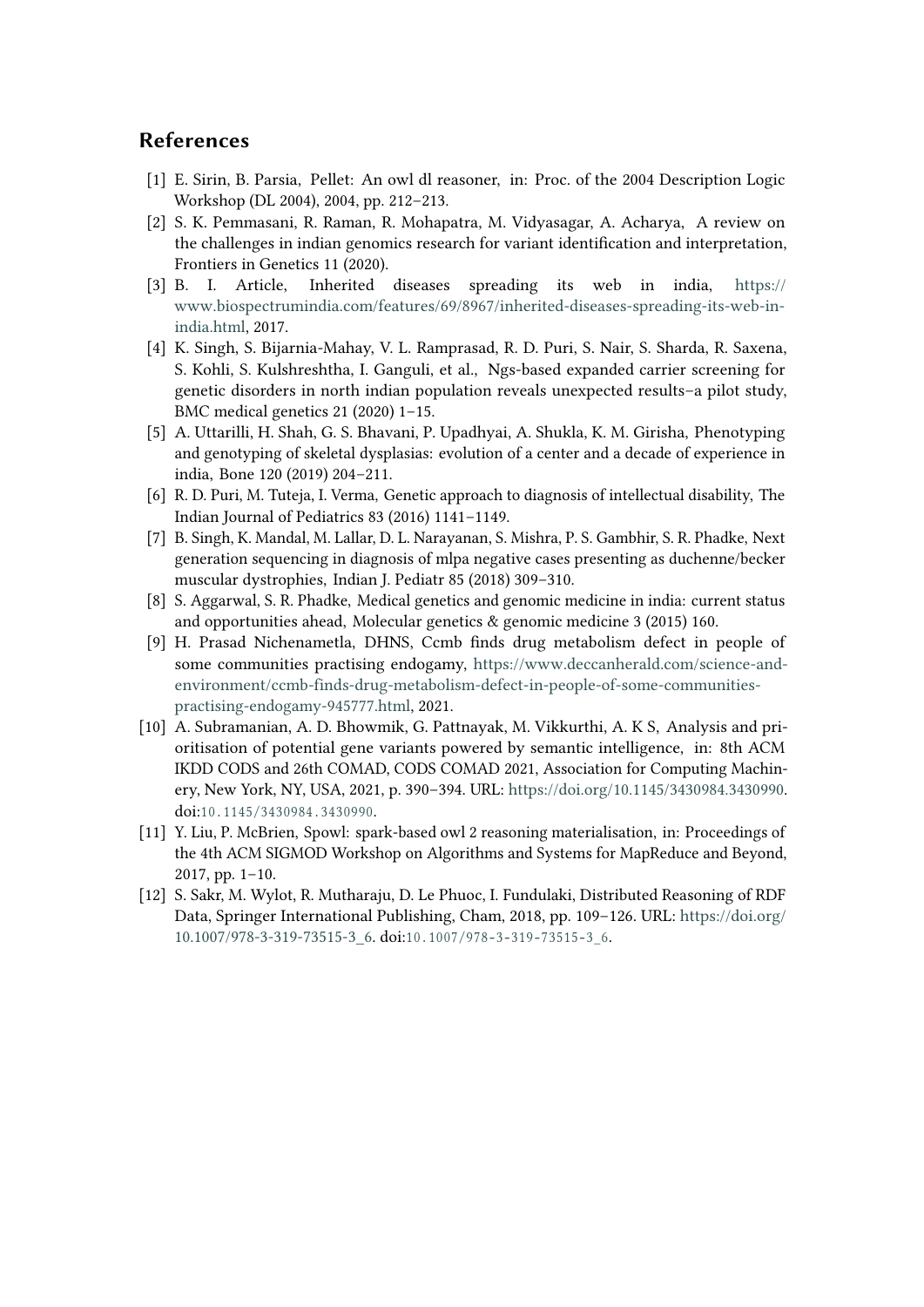## References

[1] E. Sirin, B. Parsia, Pellet: An owl dl reasoner, in: Proc. of the 2004 Description Logic Workshop (DL 2004), 2004, pp. 212–213.

[2] S. K. Pemmasani, R. Raman, R. Mohapatra, M. Vidyasagar, A. Acharya, A review on the challenges in indian genomics research for variant identification and interpretation, Frontiers in Genetics 11 (2020).

[3] B. I. Article, Inherited diseases spreading its web in india, https://www.biospectrumindia.com/features/69/8967/inherited-diseases-spreading-its-web-in-india.html, 2017.

[4] K. Singh, S. Bijarnia-Mahay, V. L. Ramprasad, R. D. Puri, S. Nair, S. Sharda, R. Saxena, S. Kohli, S. Kulshreshtha, I. Ganguli, et al., Ngs-based expanded carrier screening for genetic disorders in north indian population reveals unexpected results–a pilot study, BMC medical genetics 21 (2020) 1–15.

[5] A. Uttarilli, H. Shah, G. S. Bhavani, P. Upadhyai, A. Shukla, K. M. Girisha, Phenotyping and genotyping of skeletal dysplasias: evolution of a center and a decade of experience in india, Bone 120 (2019) 204–211.

[6] R. D. Puri, M. Tuteja, I. Verma, Genetic approach to diagnosis of intellectual disability, The Indian Journal of Pediatrics 83 (2016) 1141–1149.

[7] B. Singh, K. Mandal, M. Lallar, D. L. Narayanan, S. Mishra, P. S. Gambhir, S. R. Phadke, Next generation sequencing in diagnosis of mlpa negative cases presenting as duchenne/becker muscular dystrophies, Indian J. Pediatr 85 (2018) 309–310.

[8] S. Aggarwal, S. R. Phadke, Medical genetics and genomic medicine in india: current status and opportunities ahead, Molecular genetics & genomic medicine 3 (2015) 160.

[9] H. Prasad Nichenametla, DHNS, Ccmb finds drug metabolism defect in people of some communities practising endogamy, https://www.deccanherald.com/science-and-environment/ccmb-finds-drug-metabolism-defect-in-people-of-some-communities-practising-endogamy-945777.html, 2021.

[10] A. Subramanian, A. D. Bhowmik, G. Pattnayak, M. Vikkurthi, A. K S, Analysis and prioritisation of potential gene variants powered by semantic intelligence, in: 8th ACM IKDD CODS and 26th COMAD, CODS COMAD 2021, Association for Computing Machinery, New York, NY, USA, 2021, p. 390–394. URL: https://doi.org/10.1145/3430984.3430990. doi:10.1145/3430984.3430990.

[11] Y. Liu, P. McBrien, Spowl: spark-based owl 2 reasoning materialisation, in: Proceedings of the 4th ACM SIGMOD Workshop on Algorithms and Systems for MapReduce and Beyond, 2017, pp. 1–10.

[12] S. Sakr, M. Wylot, R. Mutharaju, D. Le Phuoc, I. Fundulaki, Distributed Reasoning of RDF Data, Springer International Publishing, Cham, 2018, pp. 109–126. URL: https://doi.org/10.1007/978-3-319-73515-3_6. doi:10.1007/978-3-319-73515-3_6.